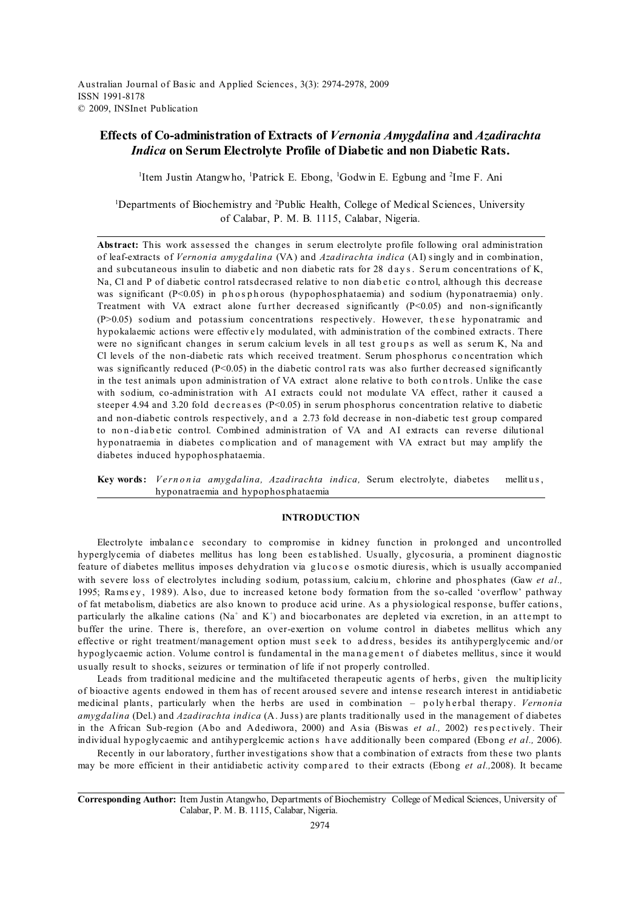# Effects of Co-administration of Extracts of *Vernonia Amygdalina* and *Azadirachta Indica* on Serum Electrolyte Profile of Diabetic and non Diabetic Rats.

Item Justin Atangwho[1], Patrick E. Ebong[1], Godwin E. Egbung[1] and Ime F. Ani[2]

[1]Departments of Biochemistry and [2]Public Health, College of Medical Sciences, University of Calabar, P. M. B. 1115, Calabar, Nigeria.

**Abstract:** This work assessed the changes in serum electrolyte profile following oral administration of leaf-extracts of *Vernonia amygdalina* (VA) and *Azadirachta indica* (AI) singly and in combination, and subcutaneous insulin to diabetic and non diabetic rats for 28 days. Serum concentrations of K, Na, Cl and P of diabetic control ratsdecrased relative to non diabetic control, although this decrease was significant ($P<0.05$) in phosphorous (hypophosphataemia) and sodium (hyponatraemia) only. Treatment with VA extract alone further decreased significantly ($P<0.05$) and non-significantly ($P>0.05$) sodium and potassium concentrations respectively. However, these hyponatramic and hypokalaemic actions were effectively modulated, with administration of the combined extracts. There were no significant changes in serum calcium levels in all test groups as well as serum K, Na and Cl levels of the non-diabetic rats which received treatment. Serum phosphorus concentration which was significantly reduced ($P<0.05$) in the diabetic control rats was also further decreased significantly in the test animals upon administration of VA extract alone relative to both controls. Unlike the case with sodium, co-administration with AI extracts could not modulate VA effect, rather it caused a steeper 4.94 and 3.20 fold decreases ($P<0.05$) in serum phosphorus concentration relative to diabetic and non-diabetic controls respectively, and a 2.73 fold decrease in non-diabetic test group compared to non-diabetic control. Combined administration of VA and AI extracts can reverse dilutional hyponatraemia in diabetes complication and of management with VA extract but may amplify the diabetes induced hypophosphataemia.

**Key words:** *Vernonia amygdalina, Azadirachta indica,* Serum electrolyte, diabetes mellitus, hyponatraemia and hypophosphataemia

## INTRODUCTION

Electrolyte imbalance secondary to compromise in kidney function in prolonged and uncontrolled hyperglycemia of diabetes mellitus has long been established. Usually, glycosuria, a prominent diagnostic feature of diabetes mellitus imposes dehydration via glucose osmotic diuresis, which is usually accompanied with severe loss of electrolytes including sodium, potassium, calcium, chlorine and phosphates (Gaw *et al.,* 1995; Ramsey, 1989). Also, due to increased ketone body formation from the so-called 'overflow' pathway of fat metabolism, diabetics are also known to produce acid urine. As a physiological response, buffer cations, particularly the alkaline cations ($Na^+$ and $K^+$) and biocarbonates are depleted via excretion, in an attempt to buffer the urine. There is, therefore, an over-exertion on volume control in diabetes mellitus which any effective or right treatment/management option must seek to address, besides its antihyperglycemic and/or hypoglycaemic action. Volume control is fundamental in the management of diabetes mellitus, since it would usually result to shocks, seizures or termination of life if not properly controlled.

Leads from traditional medicine and the multifaceted therapeutic agents of herbs, given the multiplicity of bioactive agents endowed in them has of recent aroused severe and intense research interest in antidiabetic medicinal plants, particularly when the herbs are used in combination – polyherbal therapy. *Vernonia amygdalina* (Del.) and *Azadirachta indica* (A. Juss) are plants traditionally used in the management of diabetes in the African Sub-region (Abo and Adediwora, 2000) and Asia (Biswas *et al.,* 2002) respectively. Their individual hypoglycaemic and antihyperglcemic actions have additionally been compared (Ebong *et al.,* 2006).

Recently in our laboratory, further investigations show that a combination of extracts from these two plants may be more efficient in their antidiabetic activity compared to their extracts (Ebong *et al.,*2008). It became

**Corresponding Author:** Item Justin Atangwho, Departments of Biochemistry College of Medical Sciences, University of Calabar, P. M. B. 1115, Calabar, Nigeria.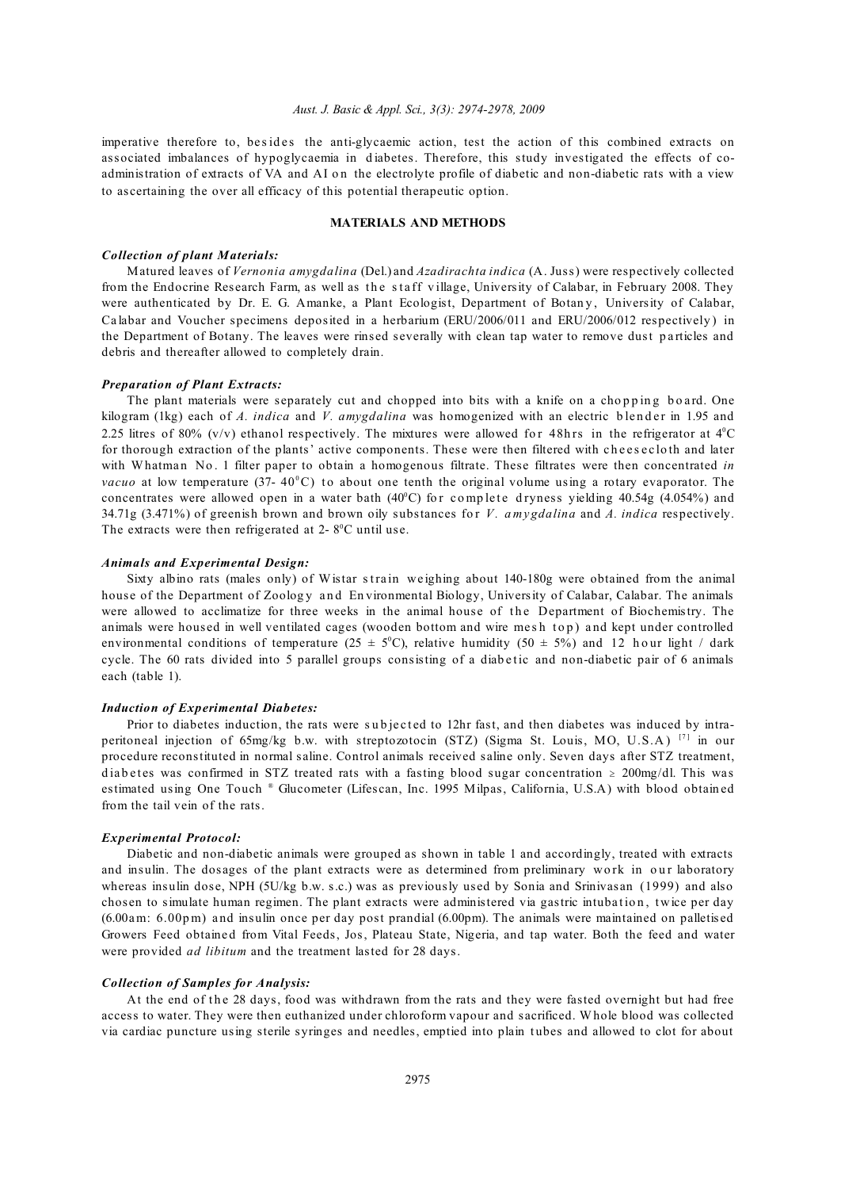imperative therefore to, besides the anti-glycaemic action, test the action of this combined extracts on associated imbalances of hypoglycaemia in diabetes. Therefore, this study investigated the effects of co-administration of extracts of VA and AI on the electrolyte profile of diabetic and non-diabetic rats with a view to ascertaining the over all efficacy of this potential therapeutic option.

## MATERIALS AND METHODS

### *Collection of plant Materials:*

Matured leaves of *Vernonia amygdalina* (Del.) and *Azadirachta indica* (A. Juss) were respectively collected from the Endocrine Research Farm, as well as the staff village, University of Calabar, in February 2008. They were authenticated by Dr. E. G. Amanke, a Plant Ecologist, Department of Botany, University of Calabar, Calabar and Voucher specimens deposited in a herbarium (ERU/2006/011 and ERU/2006/012 respectively) in the Department of Botany. The leaves were rinsed severally with clean tap water to remove dust particles and debris and thereafter allowed to completely drain.

### *Preparation of Plant Extracts:*

The plant materials were separately cut and chopped into bits with a knife on a chopping board. One kilogram (1kg) each of *A. indica* and *V. amygdalina* was homogenized with an electric blender in 1.95 and 2.25 litres of 80% (v/v) ethanol respectively. The mixtures were allowed for 48hrs in the refrigerator at $4^0$C for thorough extraction of the plants' active components. These were then filtered with cheesecloth and later with Whatman No. 1 filter paper to obtain a homogenous filtrate. These filtrates were then concentrated *in vacuo* at low temperature (37- $40^0$C) to about one tenth the original volume using a rotary evaporator. The concentrates were allowed open in a water bath ($40^0$C) for complete dryness yielding 40.54g (4.054%) and 34.71g (3.471%) of greenish brown and brown oily substances for *V. amygdalina* and *A. indica* respectively. The extracts were then refrigerated at 2- $8^0$C until use.

### *Animals and Experimental Design:*

Sixty albino rats (males only) of Wistar strain weighing about 140-180g were obtained from the animal house of the Department of Zoology and Environmental Biology, University of Calabar, Calabar. The animals were allowed to acclimatize for three weeks in the animal house of the Department of Biochemistry. The animals were housed in well ventilated cages (wooden bottom and wire mesh top) and kept under controlled environmental conditions of temperature ($25 \pm 5^0$C), relative humidity ($50 \pm 5$%) and 12 hour light / dark cycle. The 60 rats divided into 5 parallel groups consisting of a diabetic and non-diabetic pair of 6 animals each (table 1).

### *Induction of Experimental Diabetes:*

Prior to diabetes induction, the rats were subjected to 12hr fast, and then diabetes was induced by intra-peritoneal injection of 65mg/kg b.w. with streptozotocin (STZ) (Sigma St. Louis, MO, U.S.A) [7] in our procedure reconstituted in normal saline. Control animals received saline only. Seven days after STZ treatment, diabetes was confirmed in STZ treated rats with a fasting blood sugar concentration $\geq$ 200mg/dl. This was estimated using One Touch ® Glucometer (Lifescan, Inc. 1995 Milpas, California, U.S.A) with blood obtained from the tail vein of the rats.

### *Experimental Protocol:*

Diabetic and non-diabetic animals were grouped as shown in table 1 and accordingly, treated with extracts and insulin. The dosages of the plant extracts were as determined from preliminary work in our laboratory whereas insulin dose, NPH (5U/kg b.w. s.c.) was as previously used by Sonia and Srinivasan (1999) and also chosen to simulate human regimen. The plant extracts were administered via gastric intubation, twice per day (6.00am: 6.00pm) and insulin once per day post prandial (6.00pm). The animals were maintained on palletised Growers Feed obtained from Vital Feeds, Jos, Plateau State, Nigeria, and tap water. Both the feed and water were provided *ad libitum* and the treatment lasted for 28 days.

### *Collection of Samples for Analysis:*

At the end of the 28 days, food was withdrawn from the rats and they were fasted overnight but had free access to water. They were then euthanized under chloroform vapour and sacrificed. Whole blood was collected via cardiac puncture using sterile syringes and needles, emptied into plain tubes and allowed to clot for about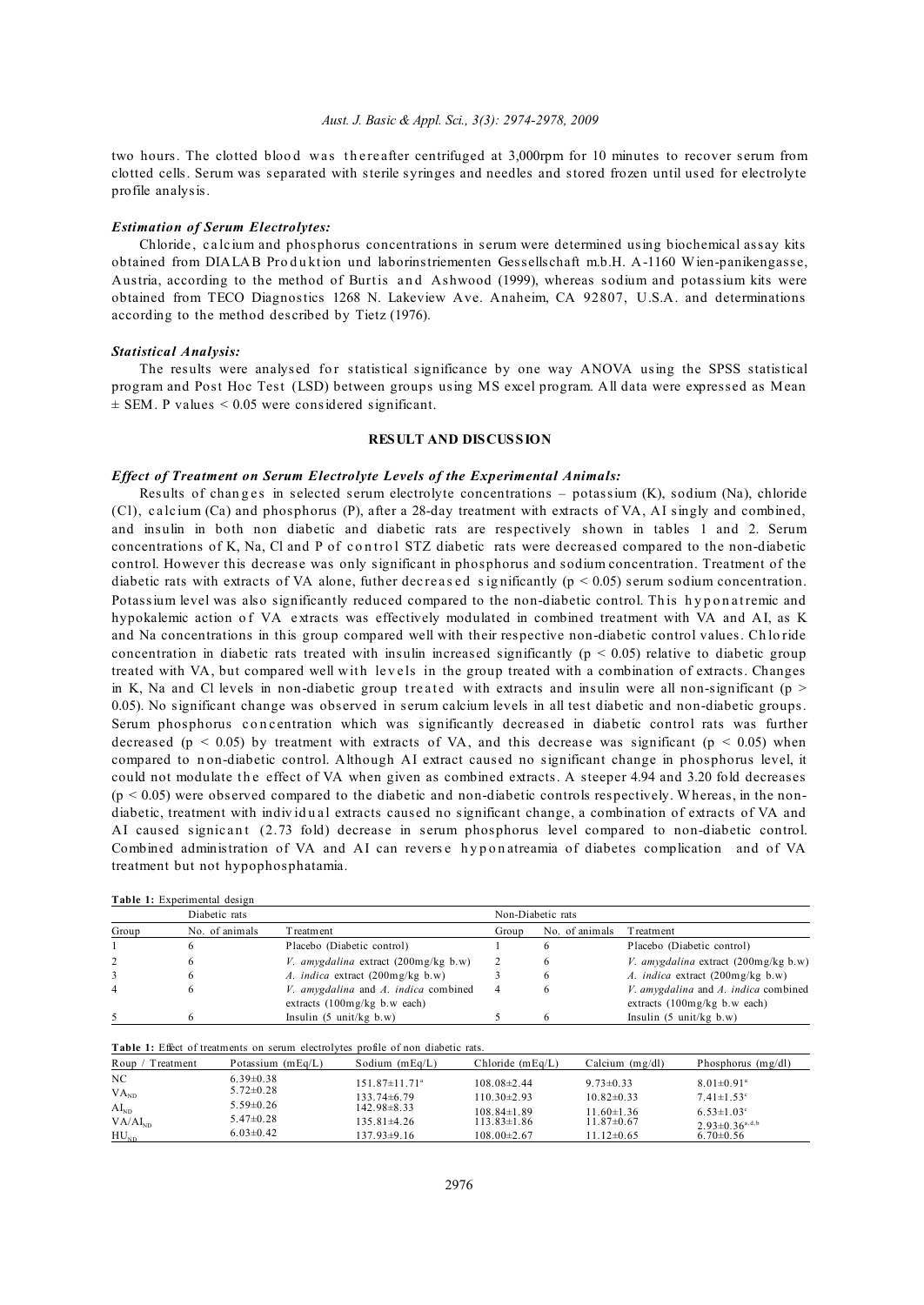two hours. The clotted blood was thereafter centrifuged at 3,000rpm for 10 minutes to recover serum from clotted cells. Serum was separated with sterile syringes and needles and stored frozen until used for electrolyte profile analysis.

### *Estimation of Serum Electrolytes:*

Chloride, calcium and phosphorus concentrations in serum were determined using biochemical assay kits obtained from DIALAB Produktion und laborinstriementen Gessellschaft m.b.H. A-1160 Wien-panikengasse, Austria, according to the method of Burtis and Ashwood (1999), whereas sodium and potassium kits were obtained from TECO Diagnostics 1268 N. Lakeview Ave. Anaheim, CA 92807, U.S.A. and determinations according to the method described by Tietz (1976).

### *Statistical Analysis:*

The results were analysed for statistical significance by one way ANOVA using the SPSS statistical program and Post Hoc Test (LSD) between groups using MS excel program. All data were expressed as Mean ± SEM. P values < 0.05 were considered significant.

## RESULT AND DISCUSSION

### *Effect of Treatment on Serum Electrolyte Levels of the Experimental Animals:*

Results of changes in selected serum electrolyte concentrations – potassium (K), sodium (Na), chloride (Cl), calcium (Ca) and phosphorus (P), after a 28-day treatment with extracts of VA, AI singly and combined, and insulin in both non diabetic and diabetic rats are respectively shown in tables 1 and 2. Serum concentrations of K, Na, Cl and P of control STZ diabetic rats were decreased compared to the non-diabetic control. However this decrease was only significant in phosphorus and sodium concentration. Treatment of the diabetic rats with extracts of VA alone, futher decreased significantly ($p < 0.05$) serum sodium concentration. Potassium level was also significantly reduced compared to the non-diabetic control. This hyponatremic and hypokalemic action of VA extracts was effectively modulated in combined treatment with VA and AI, as K and Na concentrations in this group compared well with their respective non-diabetic control values. Chloride concentration in diabetic rats treated with insulin increased significantly ($p < 0.05$) relative to diabetic group treated with VA, but compared well with levels in the group treated with a combination of extracts. Changes in K, Na and Cl levels in non-diabetic group treated with extracts and insulin were all non-significant ($p > 0.05$). No significant change was observed in serum calcium levels in all test diabetic and non-diabetic groups. Serum phosphorus concentration which was significantly decreased in diabetic control rats was further decreased ($p < 0.05$) by treatment with extracts of VA, and this decrease was significant ($p < 0.05$) when compared to non-diabetic control. Although AI extract caused no significant change in phosphorus level, it could not modulate the effect of VA when given as combined extracts. A steeper 4.94 and 3.20 fold decreases ($p < 0.05$) were observed compared to the diabetic and non-diabetic controls respectively. Whereas, in the non-diabetic, treatment with individual extracts caused no significant change, a combination of extracts of VA and AI caused signicant (2.73 fold) decrease in serum phosphorus level compared to non-diabetic control. Combined administration of VA and AI can reverse hyponatreamia of diabetes complication and of VA treatment but not hypophosphatamia.

**Table 1:** Experimental design

| Diabetic rats | | | Non-Diabetic rats | | |
|---|---|---|---|---|---|
| Group | No. of animals | Treatment | Group | No. of animals | Treatment |
| 1 | 6 | Placebo (Diabetic control) | 1 | 6 | Placebo (Diabetic control) |
| 2 | 6 | *V. amygdalina* extract (200mg/kg b.w) | 2 | 6 | *V. amygdalina* extract (200mg/kg b.w) |
| 3 | 6 | *A. indica* extract (200mg/kg b.w) | 3 | 6 | *A. indica* extract (200mg/kg b.w) |
| 4 | 6 | *V. amygdalina* and *A. indica* combined extracts (100mg/kg b.w each) | 4 | 6 | *V. amygdalina* and *A. indica* combined extracts (100mg/kg b.w each) |
| 5 | 6 | Insulin (5 unit/kg b.w) | 5 | 6 | Insulin (5 unit/kg b.w) |

**Table 1:** Effect of treatments on serum electrolytes profile of non diabetic rats.

| Roup / Treatment | Potassium (mEq/L) | Sodium (mEq/L) | Chloride (mEq/L) | Calcium (mg/dl) | Phosphorus (mg/dl) |
|---|---|---|---|---|---|
| NC | 6.39±0.38 | 151.87±11.71[a] | 108.08±2.44 | 9.73±0.33 | 8.01±0.91[a] |
| $VA_{ND}$ | 5.72±0.28 | 133.74±6.79 | 110.30±2.93 | 10.82±0.33 | 7.41±1.53[c] |
| $AI_{ND}$ | 5.59±0.26 | 142.98±8.33 | 108.84±1.89 | 11.60±1.36 | 6.53±1.03[c] |
| $VA/AI_{ND}$ | 5.47±0.28 | 135.81±4.26 | 113.83±1.86 | 11.87±0.67 | 2.93±0.36[a,d,b] |
| $HU_{ND}$ | 6.03±0.42 | 137.93±9.16 | 108.00±2.67 | 11.12±0.65 | 6.70±0.56 |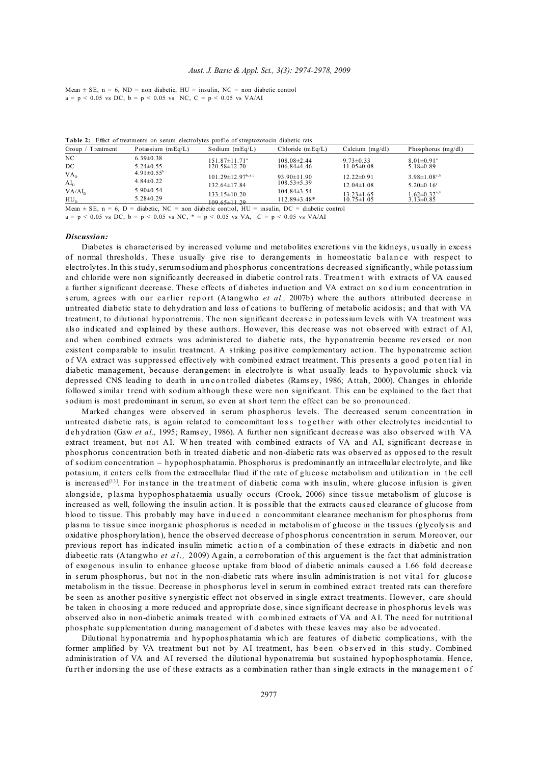Mean ± SE, n = 6, ND = non diabetic, HU = insulin, NC = non diabetic control
a = p < 0.05 vs DC, b = p < 0.05 vs NC, C = p < 0.05 vs VA/AI

**Table 2:** Effect of treatments on serum electrolytes profile of streptozotocin diabetic rats.

| Group / Treatment | Potassium (mEq/L) | Sodium (mEq/L) | Chloride (mEq/L) | Calcium (mg/dl) | Phosphorus (mg/dl) |
|---|---|---|---|---|---|
| NC | 6.39±0.38 | 151.87±11.71[a] | 108.08±2.44 | 9.73±0.33 | 8.01±0.91[a] |
| DC | 5.24±0.55 | 120.58±12.70 | 106.84±4.46 | 11.05±0.08 | 5.18±0.89 |
| $VA_D$ | 4.91±0.55[b] | 101.29±12.97[b,a,c] | 93.90±11.90 | 12.22±0.91 | 3.98±1.08[c,b] |
| $AI_D$ | 4.84±0.22 | 132.64±17.84 | 108.53±5.39 | 12.04±1.08 | 5.20±0.16[c] |
| $VA/AI_D$ | 5.90±0.54 | 133.15±10.20 | 104.84±3.54 | 13.23±1.65 | 1.62±0.32[a,b] |
| $HU_D$ | 5.28±0.29 | 109.65±11.29 | 112.89±3.48* | 10.75±1.05 | 3.13±0.85 |

Mean ± SE, n = 6, D = diabetic, NC = non diabetic control, HU = insulin, DC = diabetic control
a = p < 0.05 vs DC, b = p < 0.05 vs NC, * = p < 0.05 vs VA, C = p < 0.05 vs VA/AI

### *Discussion:*

Diabetes is characterised by increased volume and metabolites excretions via the kidneys, usually in excess of normal thresholds. These usually give rise to derangements in homeostatic balance with respect to electrolytes. In this study, serum sodium and phosphorus concentrations decreased significantly, while potassium and chloride were non significantly decreased in diabetic control rats. Treatment with extracts of VA caused a further significant decrease. These effects of diabetes induction and VA extract on sodium concentration in serum, agrees with our earlier report (Atangwho *et al.,* 2007b) where the authors attributed decrease in untreated diabetic state to dehydration and loss of cations to buffering of metabolic acidosis; and that with VA treatment, to dilutional hyponatremia. The non significant decrease in potessium levels with VA treatment was also indicated and explained by these authors. However, this decrease was not observed with extract of AI, and when combined extracts was administered to diabetic rats, the hyponatremia became reversed or non existent comparable to insulin treatment. A striking positive complementary action. The hyponatremic action of VA extract was suppressed effectively with combined extract treatment. This presents a good potential in diabetic management, because derangement in electrolyte is what usually leads to hypovolumic shock via depressed CNS leading to death in uncontrolled diabetes (Ramsey, 1986; Attah, 2000). Changes in chloride followed similar trend with sodium although these were non significant. This can be explained to the fact that sodium is most predominant in serum, so even at short term the effect can be so pronounced.

Marked changes were observed in serum phosphorus levels. The decreased serum concentration in untreated diabetic rats, is again related to comcomittant loss together with other electrolytes incidential to dehydration (Gaw *et al.,* 1995; Ramsey, 1986). A further non significant decrease was also observed with VA extract treament, but not AI. When treated with combined extracts of VA and AI, significant decrease in phosphorus concentration both in treated diabetic and non-diabetic rats was observed as opposed to the result of sodium concentration – hypophosphatamia. Phosphorus is predominantly an intracellular electrolyte, and like potasium, it enters cells from the extracellular fliud if the rate of glucose metabolism and utilization in the cell is increased[13]. For instance in the treatment of diabetic coma with insulin, where glucose infusion is given alongside, plasma hypophosphataemia usually occurs (Crook, 2006) since tissue metabolism of glucose is increased as well, following the insulin action. It is possible that the extracts caused clearance of glucose from blood to tissue. This probably may have induced a concommitant clearance mechanism for phosphorus from plasma to tissue since inorganic phosphorus is needed in metabolism of glucose in the tissues (glycolysis and oxidative phosphorylation), hence the observed decrease of phosphorus concentration in serum. Moreover, our previous report has indicated insulin mimetic action of a combination of these extracts in diabetic and non diabeetic rats (Atangwho *et al.,* 2009) Again, a corroboration of this arguement is the fact that administration of exogenous insulin to enhance glucose uptake from blood of diabetic animals caused a 1.66 fold decrease in serum phosphorus, but not in the non-diabetic rats where insulin administration is not vital for glucose metabolism in the tissue. Decrease in phosphorus level in serum in combined extract treated rats can therefore be seen as another positive synergistic effect not observed in single extract treatments. However, care should be taken in choosing a more reduced and appropriate dose, since significant decrease in phosphorus levels was observed also in non-diabetic animals treated with combined extracts of VA and AI. The need for nutritional phosphate supplementation during management of diabetes with these leaves may also be advocated.

Dilutional hyponatremia and hypophosphatamia which are features of diabetic complications, with the former amplified by VA treatment but not by AI treatment, has been observed in this study. Combined administration of VA and AI reversed the dilutional hyponatremia but sustained hypophosphotamia. Hence, further indorsing the use of these extracts as a combination rather than single extracts in the management of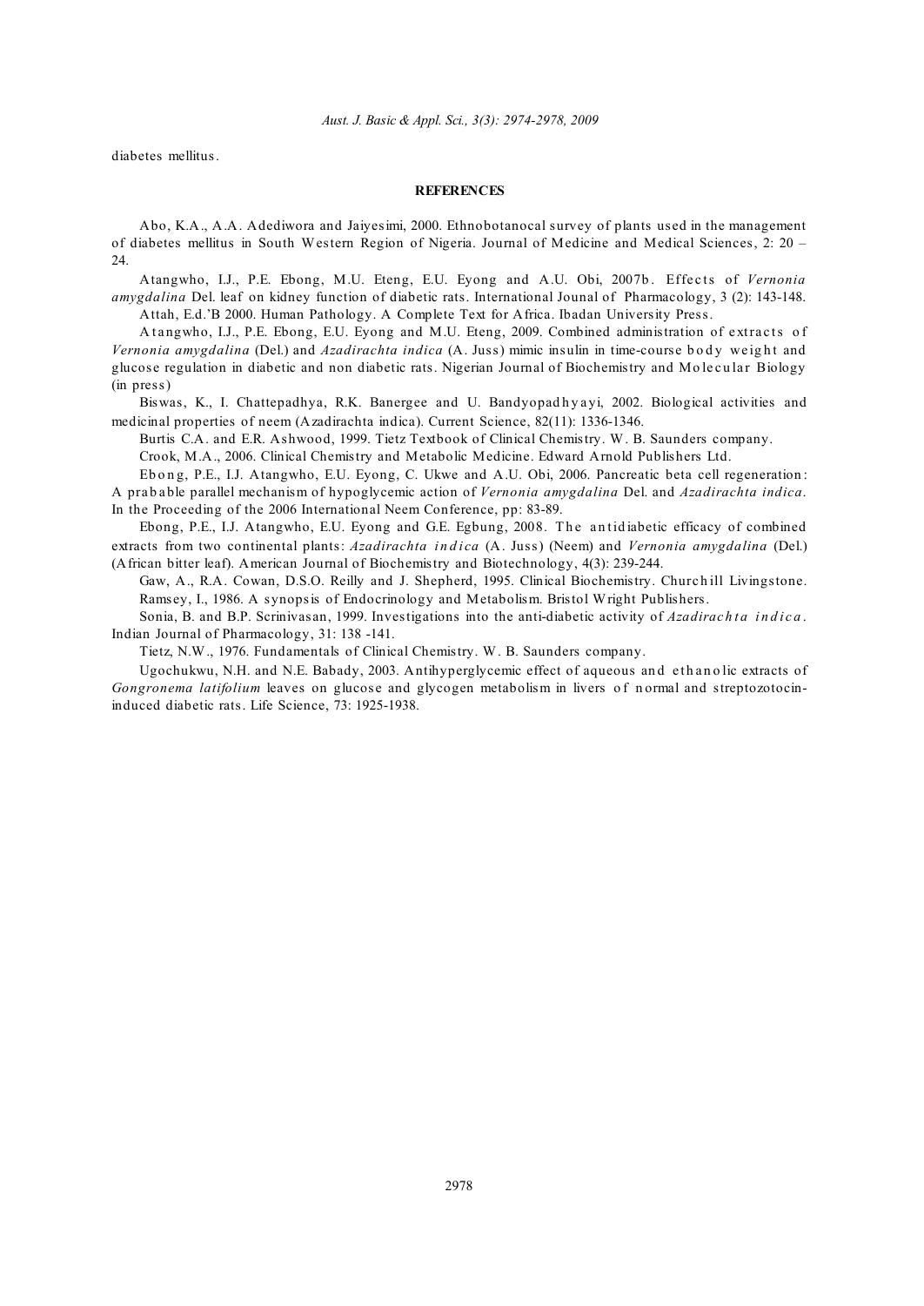diabetes mellitus.

## REFERENCES

Abo, K.A., A.A. Adediwora and Jaiyesimi, 2000. Ethnobotanocal survey of plants used in the management of diabetes mellitus in South Western Region of Nigeria. Journal of Medicine and Medical Sciences, 2: 20 – 24.

Atangwho, I.J., P.E. Ebong, M.U. Eteng, E.U. Eyong and A.U. Obi, 2007b. Effects of *Vernonia amygdalina* Del. leaf on kidney function of diabetic rats. International Jounal of Pharmacology, 3 (2): 143-148.

Attah, E.d.'B 2000. Human Pathology. A Complete Text for Africa. Ibadan University Press.

Atangwho, I.J., P.E. Ebong, E.U. Eyong and M.U. Eteng, 2009. Combined administration of extracts of *Vernonia amygdalina* (Del.) and *Azadirachta indica* (A. Juss) mimic insulin in time-course body weight and glucose regulation in diabetic and non diabetic rats. Nigerian Journal of Biochemistry and Molecular Biology (in press)

Biswas, K., I. Chattepadhya, R.K. Banergee and U. Bandyopadhyayi, 2002. Biological activities and medicinal properties of neem (Azadirachta indica). Current Science, 82(11): 1336-1346.

Burtis C.A. and E.R. Ashwood, 1999. Tietz Textbook of Clinical Chemistry. W. B. Saunders company.

Crook, M.A., 2006. Clinical Chemistry and Metabolic Medicine. Edward Arnold Publishers Ltd.

Ebong, P.E., I.J. Atangwho, E.U. Eyong, C. Ukwe and A.U. Obi, 2006. Pancreatic beta cell regeneration: A prabable parallel mechanism of hypoglycemic action of *Vernonia amygdalina* Del. and *Azadirachta indica*. In the Proceeding of the 2006 International Neem Conference, pp: 83-89.

Ebong, P.E., I.J. Atangwho, E.U. Eyong and G.E. Egbung, 2008. The antidiabetic efficacy of combined extracts from two continental plants: *Azadirachta indica* (A. Juss) (Neem) and *Vernonia amygdalina* (Del.) (African bitter leaf). American Journal of Biochemistry and Biotechnology, 4(3): 239-244.

Gaw, A., R.A. Cowan, D.S.O. Reilly and J. Shepherd, 1995. Clinical Biochemistry. Churchill Livingstone.

Ramsey, I., 1986. A synopsis of Endocrinology and Metabolism. Bristol Wright Publishers.

Sonia, B. and B.P. Scrinivasan, 1999. Investigations into the anti-diabetic activity of *Azadirachta indica*. Indian Journal of Pharmacology, 31: 138 -141.

Tietz, N.W., 1976. Fundamentals of Clinical Chemistry. W. B. Saunders company.

Ugochukwu, N.H. and N.E. Babady, 2003. Antihyperglycemic effect of aqueous and ethanolic extracts of *Gongronema latifolium* leaves on glucose and glycogen metabolism in livers of normal and streptozotocin-induced diabetic rats. Life Science, 73: 1925-1938.